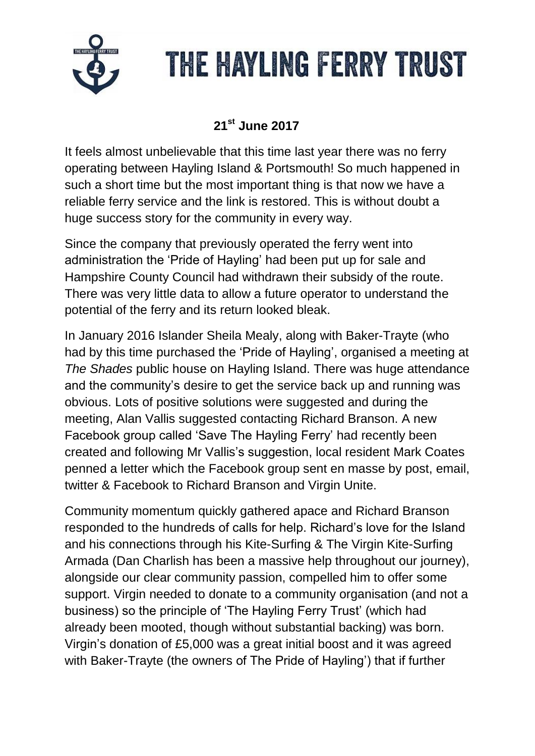# THE HAYLING FERRY TRUST

**21st June 2017**

It feels almost unbelievable that this time last year there was no ferry operating between Hayling Island & Portsmouth! So much happened in such a short time but the most important thing is that now we have a reliable ferry service and the link is restored. This is without doubt a huge success story for the community in every way.

Since the company that previously operated the ferry went into administration the 'Pride of Hayling' had been put up for sale and Hampshire County Council had withdrawn their subsidy of the route. There was very little data to allow a future operator to understand the potential of the ferry and its return looked bleak.

In January 2016 Islander Sheila Mealy, along with Baker-Trayte (who had by this time purchased the 'Pride of Hayling', organised a meeting at *The Shades* public house on Hayling Island. There was huge attendance and the community's desire to get the service back up and running was obvious. Lots of positive solutions were suggested and during the meeting, Alan Vallis suggested contacting Richard Branson. A new Facebook group called 'Save The Hayling Ferry' had recently been created and following Mr Vallis's suggestion, local resident Mark Coates penned a letter which the Facebook group sent en masse by post, email, twitter & Facebook to Richard Branson and Virgin Unite.

Community momentum quickly gathered apace and Richard Branson responded to the hundreds of calls for help. Richard's love for the Island and his connections through his Kite-Surfing & The Virgin Kite-Surfing Armada (Dan Charlish has been a massive help throughout our journey), alongside our clear community passion, compelled him to offer some support. Virgin needed to donate to a community organisation (and not a business) so the principle of 'The Hayling Ferry Trust' (which had already been mooted, though without substantial backing) was born. Virgin's donation of £5,000 was a great initial boost and it was agreed with Baker-Trayte (the owners of The Pride of Hayling') that if further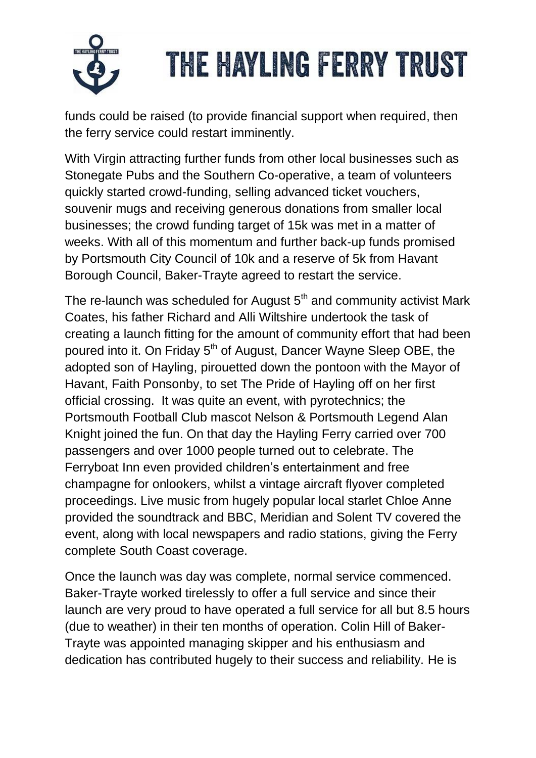funds could be raised (to provide financial support when required, then the ferry service could restart imminently.

With Virgin attracting further funds from other local businesses such as Stonegate Pubs and the Southern Co-operative, a team of volunteers quickly started crowd-funding, selling advanced ticket vouchers, souvenir mugs and receiving generous donations from smaller local businesses; the crowd funding target of 15k was met in a matter of weeks. With all of this momentum and further back-up funds promised by Portsmouth City Council of 10k and a reserve of 5k from Havant Borough Council, Baker-Trayte agreed to restart the service.

The re-launch was scheduled for August 5th and community activist Mark Coates, his father Richard and Alli Wiltshire undertook the task of creating a launch fitting for the amount of community effort that had been poured into it. On Friday 5th of August, Dancer Wayne Sleep OBE, the adopted son of Hayling, pirouetted down the pontoon with the Mayor of Havant, Faith Ponsonby, to set The Pride of Hayling off on her first official crossing. It was quite an event, with pyrotechnics; the Portsmouth Football Club mascot Nelson & Portsmouth Legend Alan Knight joined the fun. On that day the Hayling Ferry carried over 700 passengers and over 1000 people turned out to celebrate. The Ferryboat Inn even provided children's entertainment and free champagne for onlookers, whilst a vintage aircraft flyover completed proceedings. Live music from hugely popular local starlet Chloe Anne provided the soundtrack and BBC, Meridian and Solent TV covered the event, along with local newspapers and radio stations, giving the Ferry complete South Coast coverage.

Once the launch was day was complete, normal service commenced. Baker-Trayte worked tirelessly to offer a full service and since their launch are very proud to have operated a full service for all but 8.5 hours (due to weather) in their ten months of operation. Colin Hill of Baker-Trayte was appointed managing skipper and his enthusiasm and dedication has contributed hugely to their success and reliability. He is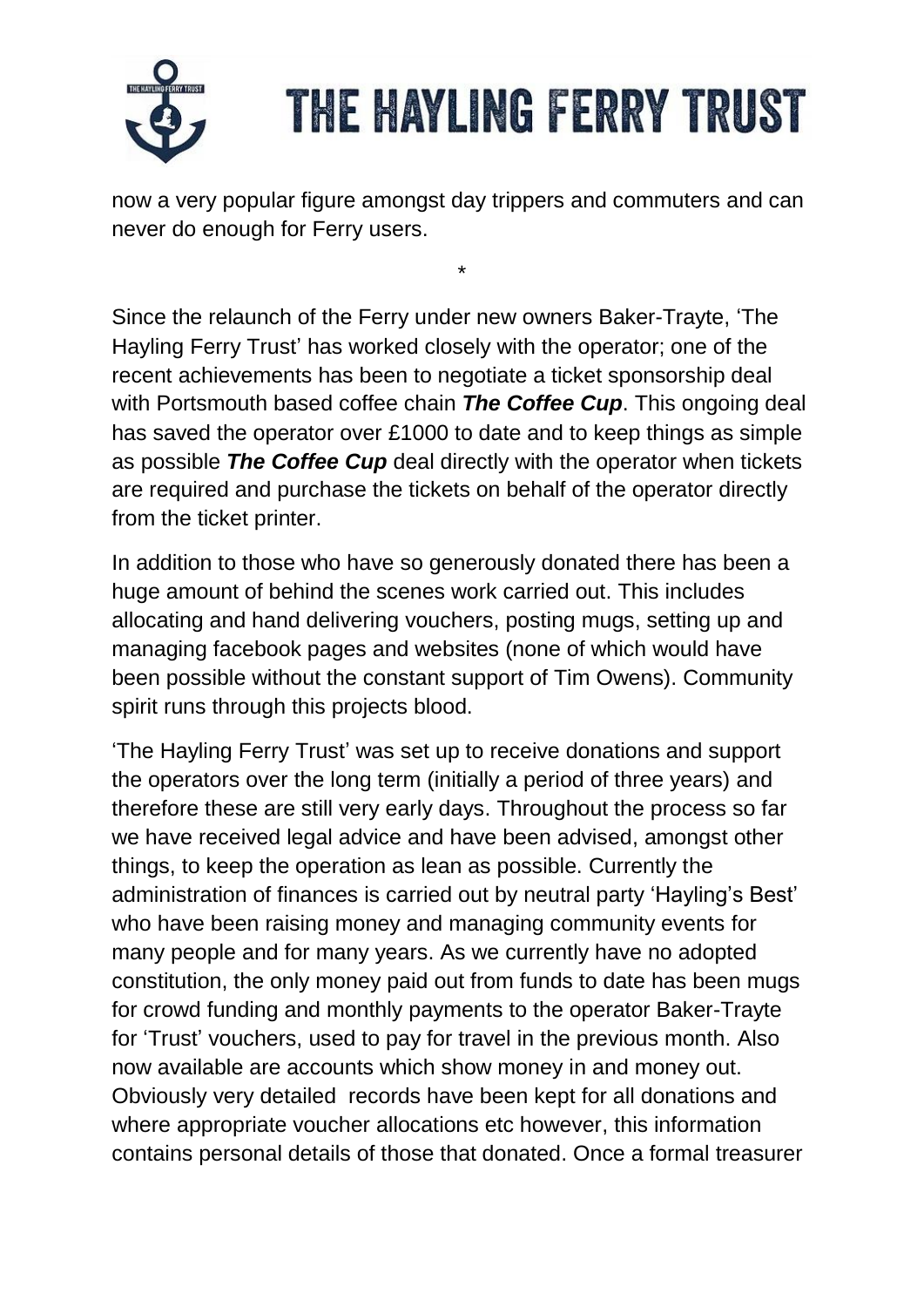now a very popular figure amongst day trippers and commuters and can never do enough for Ferry users.

*

Since the relaunch of the Ferry under new owners Baker-Trayte, 'The Hayling Ferry Trust' has worked closely with the operator; one of the recent achievements has been to negotiate a ticket sponsorship deal with Portsmouth based coffee chain ***The Coffee Cup***. This ongoing deal has saved the operator over £1000 to date and to keep things as simple as possible ***The Coffee Cup*** deal directly with the operator when tickets are required and purchase the tickets on behalf of the operator directly from the ticket printer.

In addition to those who have so generously donated there has been a huge amount of behind the scenes work carried out. This includes allocating and hand delivering vouchers, posting mugs, setting up and managing facebook pages and websites (none of which would have been possible without the constant support of Tim Owens). Community spirit runs through this projects blood.

'The Hayling Ferry Trust' was set up to receive donations and support the operators over the long term (initially a period of three years) and therefore these are still very early days. Throughout the process so far we have received legal advice and have been advised, amongst other things, to keep the operation as lean as possible. Currently the administration of finances is carried out by neutral party 'Hayling's Best' who have been raising money and managing community events for many people and for many years. As we currently have no adopted constitution, the only money paid out from funds to date has been mugs for crowd funding and monthly payments to the operator Baker-Trayte for 'Trust' vouchers, used to pay for travel in the previous month. Also now available are accounts which show money in and money out. Obviously very detailed records have been kept for all donations and where appropriate voucher allocations etc however, this information contains personal details of those that donated. Once a formal treasurer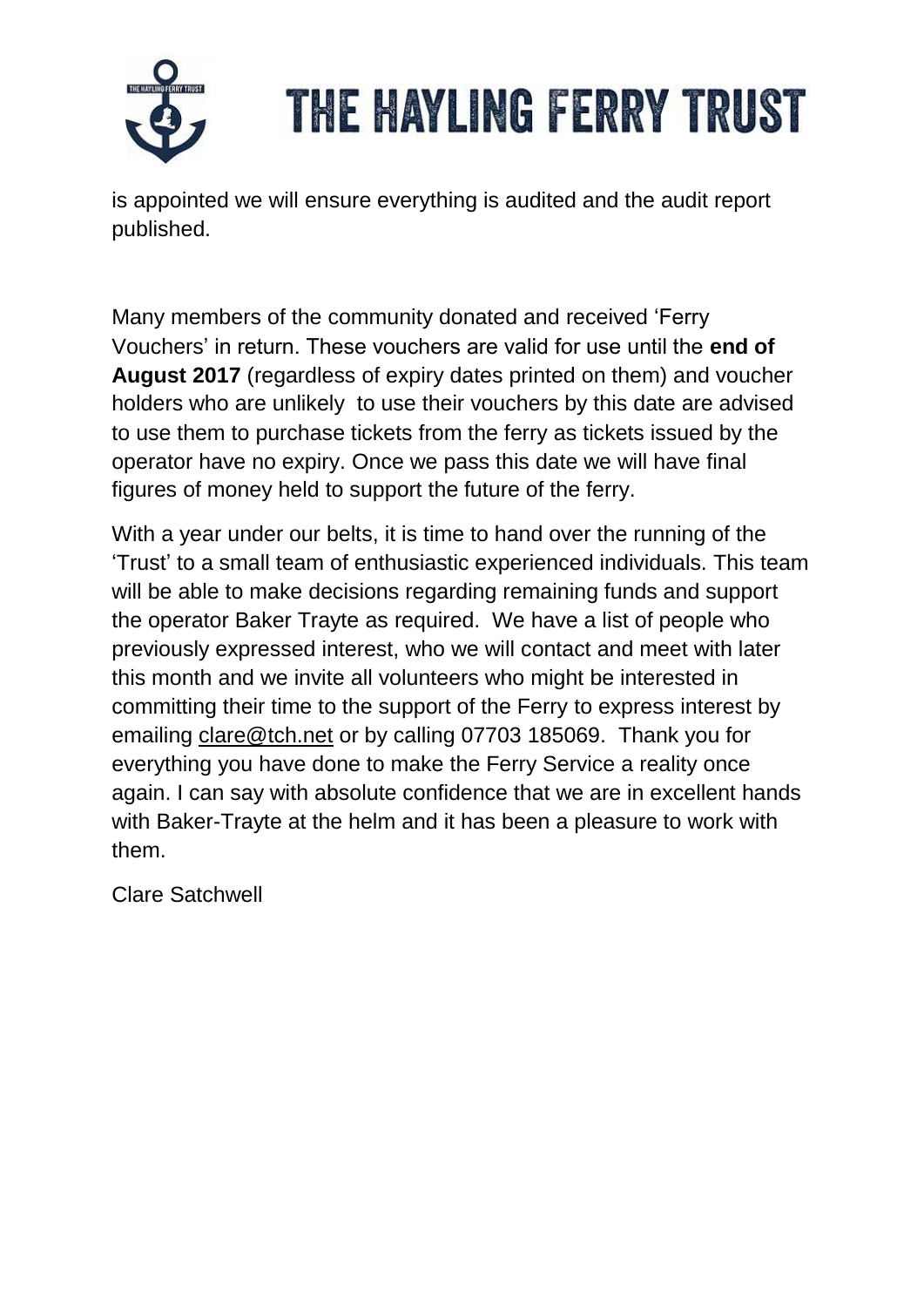is appointed we will ensure everything is audited and the audit report published.

Many members of the community donated and received 'Ferry Vouchers' in return. These vouchers are valid for use until the **end of August 2017** (regardless of expiry dates printed on them) and voucher holders who are unlikely to use their vouchers by this date are advised to use them to purchase tickets from the ferry as tickets issued by the operator have no expiry. Once we pass this date we will have final figures of money held to support the future of the ferry.

With a year under our belts, it is time to hand over the running of the 'Trust' to a small team of enthusiastic experienced individuals. This team will be able to make decisions regarding remaining funds and support the operator Baker Trayte as required. We have a list of people who previously expressed interest, who we will contact and meet with later this month and we invite all volunteers who might be interested in committing their time to the support of the Ferry to express interest by emailing clare@tch.net or by calling 07703 185069. Thank you for everything you have done to make the Ferry Service a reality once again. I can say with absolute confidence that we are in excellent hands with Baker-Trayte at the helm and it has been a pleasure to work with them.

Clare Satchwell